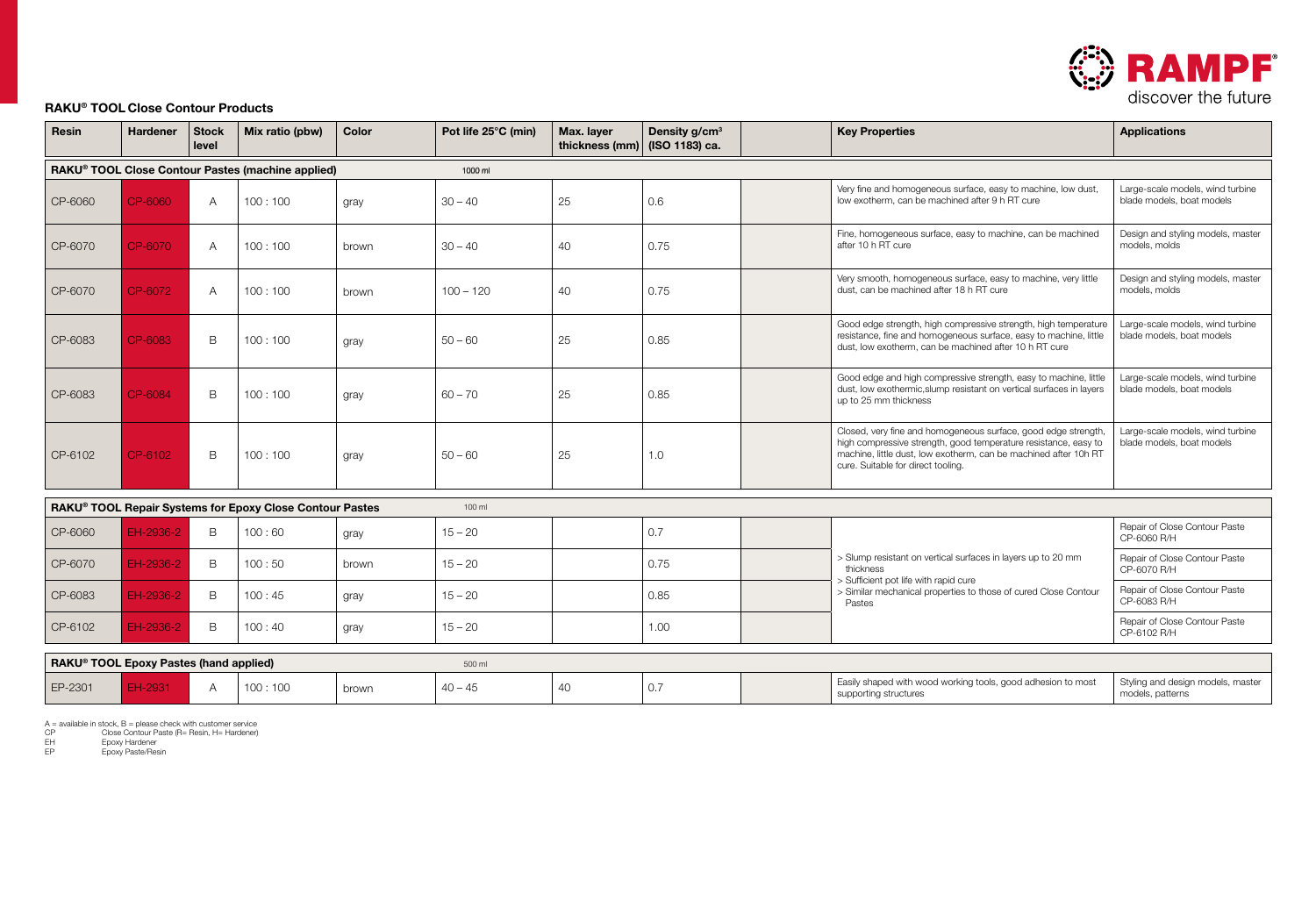RAMPF
discover the future

## RAKU® TOOL Close Contour Products

| Resin | Hardener | Stock level | Mix ratio (pbw) | Color | Pot life 25°C (min) | Max. layer thickness (mm) | Density g/cm³ (ISO 1183) ca. | Key Properties | Applications |
|---|---|---|---|---|---|---|---|---|---|
| **RAKU® TOOL Close Contour Pastes (machine applied)** | | | | | 1000 ml | | | | |
| CP-6060 | CP-6060 | A | 100 : 100 | gray | 30 – 40 | 25 | 0.6 | Very fine and homogeneous surface, easy to machine, low dust, low exotherm, can be machined after 9 h RT cure | Large-scale models, wind turbine blade models, boat models |
| CP-6070 | CP-6070 | A | 100 : 100 | brown | 30 – 40 | 40 | 0.75 | Fine, homogeneous surface, easy to machine, can be machined after 10 h RT cure | Design and styling models, master models, molds |
| CP-6070 | CP-6072 | A | 100 : 100 | brown | 100 – 120 | 40 | 0.75 | Very smooth, homogeneous surface, easy to machine, very little dust, can be machined after 18 h RT cure | Design and styling models, master models, molds |
| CP-6083 | CP-6083 | B | 100 : 100 | gray | 50 – 60 | 25 | 0.85 | Good edge strength, high compressive strength, high temperature resistance, fine and homogeneous surface, easy to machine, little dust, low exotherm, can be machined after 10 h RT cure | Large-scale models, wind turbine blade models, boat models |
| CP-6083 | CP-6084 | B | 100 : 100 | gray | 60 – 70 | 25 | 0.85 | Good edge and high compressive strength, easy to machine, little dust, low exothermic,slump resistant on vertical surfaces in layers up to 25 mm thickness | Large-scale models, wind turbine blade models, boat models |
| CP-6102 | CP-6102 | B | 100 : 100 | gray | 50 – 60 | 25 | 1.0 | Closed, very fine and homogeneous surface, good edge strength, high compressive strength, good temperature resistance, easy to machine, little dust, low exotherm, can be machined after 10h RT cure. Suitable for direct tooling. | Large-scale models, wind turbine blade models, boat models |
| **RAKU® TOOL Repair Systems for Epoxy Close Contour Pastes** | | | | | 100 ml | | | | |
| CP-6060 | EH-2936-2 | B | 100 : 60 | gray | 15 – 20 | | 0.7 | > Slump resistant on vertical surfaces in layers up to 20 mm thickness<br>> Sufficient pot life with rapid cure<br>> Similar mechanical properties to those of cured Close Contour Pastes | Repair of Close Contour Paste CP-6060 R/H |
| CP-6070 | EH-2936-2 | B | 100 : 50 | brown | 15 – 20 | | 0.75 | | Repair of Close Contour Paste CP-6070 R/H |
| CP-6083 | EH-2936-2 | B | 100 : 45 | gray | 15 – 20 | | 0.85 | | Repair of Close Contour Paste CP-6083 R/H |
| CP-6102 | EH-2936-2 | B | 100 : 40 | gray | 15 – 20 | | 1.00 | | Repair of Close Contour Paste CP-6102 R/H |
| **RAKU® TOOL Epoxy Pastes (hand applied)** | | | | | 500 ml | | | | |
| EP-2301 | EH-2931 | A | 100 : 100 | brown | 40 – 45 | 40 | 0.7 | Easily shaped with wood working tools, good adhesion to most supporting structures | Styling and design models, master models, patterns |

A = available in stock, B = please check with customer service
CP Close Contour Paste (R= Resin, H= Hardener)
EH Epoxy Hardener
EP Epoxy Paste/Resin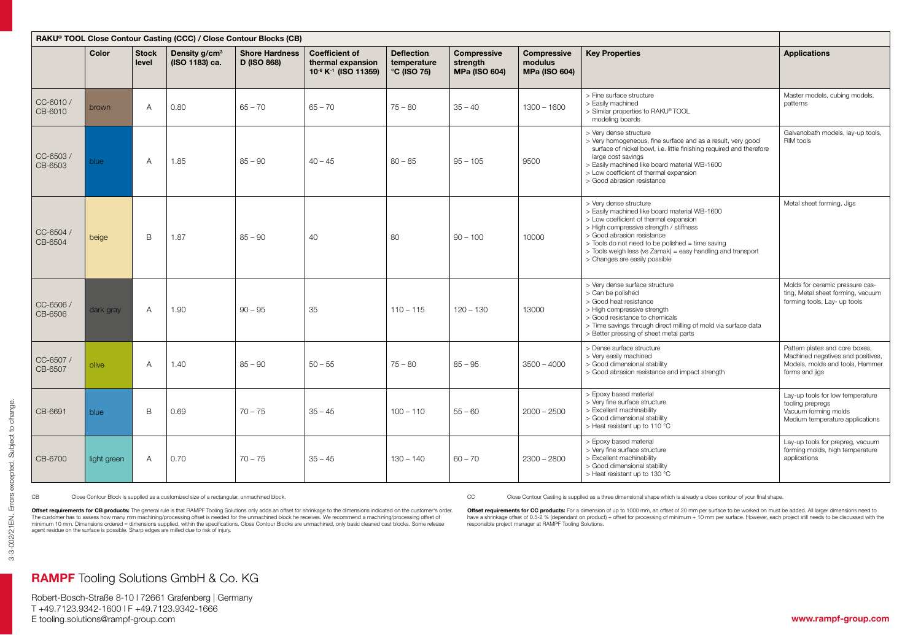| RAKU® TOOL Close Contour Casting (CCC) / Close Contour Blocks (CB) | | | | | | | | | | |
|---|---|---|---|---|---|---|---|---|---|---|
| | Color | Stock level | Density $g/cm^3$ (ISO 1183) ca. | Shore Hardness D (ISO 868) | Coefficient of thermal expansion $10^{-6}$ $K^{-1}$ (ISO 11359) | Deflection temperature °C (ISO 75) | Compressive strength MPa (ISO 604) | Compressive modulus MPa (ISO 604) | Key Properties | Applications |
| CC-6010 / CB-6010 | brown | A | 0.80 | 65 – 70 | 65 – 70 | 75 – 80 | 35 – 40 | 1300 – 1600 | > Fine surface structure<br>> Easily machined<br>> Similar properties to RAKU® TOOL modeling boards | Master models, cubing models, patterns |
| CC-6503 / CB-6503 | blue | A | 1.85 | 85 – 90 | 40 – 45 | 80 – 85 | 95 – 105 | 9500 | > Very dense structure<br>> Very homogeneous, fine surface and as a result, very good surface of nickel bowl, i.e. little finishing required and therefore large cost savings<br>> Easily machined like board material WB-1600<br>> Low coefficient of thermal expansion<br>> Good abrasion resistance | Galvanobath models, lay-up tools, RIM tools |
| CC-6504 / CB-6504 | beige | B | 1.87 | 85 – 90 | 40 | 80 | 90 – 100 | 10000 | > Very dense structure<br>> Easily machined like board material WB-1600<br>> Low coefficient of thermal expansion<br>> High compressive strength / stiffness<br>> Good abrasion resistance<br>> Tools do not need to be polished = time saving<br>> Tools weigh less (vs Zamak) = easy handling and transport<br>> Changes are easily possible | Metal sheet forming, Jigs |
| CC-6506 / CB-6506 | dark gray | A | 1.90 | 90 – 95 | 35 | 110 – 115 | 120 – 130 | 13000 | > Very dense surface structure<br>> Can be polished<br>> Good heat resistance<br>> High compressive strength<br>> Good resistance to chemicals<br>> Time savings through direct milling of mold via surface data<br>> Better pressing of sheet metal parts | Molds for ceramic pressure casting, Metal sheet forming, vacuum forming tools, Lay- up tools |
| CC-6507 / CB-6507 | olive | A | 1.40 | 85 – 90 | 50 – 55 | 75 – 80 | 85 – 95 | 3500 – 4000 | > Dense surface structure<br>> Very easily machined<br>> Good dimensional stability<br>> Good abrasion resistance and impact strength | Pattern plates and core boxes, Machined negatives and positives, Models, molds and tools, Hammer forms and jigs |
| CB-6691 | blue | B | 0.69 | 70 – 75 | 35 – 45 | 100 – 110 | 55 – 60 | 2000 – 2500 | > Epoxy based material<br>> Very fine surface structure<br>> Excellent machinability<br>> Good dimensional stability<br>> Heat resistant up to 110 °C | Lay-up tools for low temperature tooling prepregs<br>Vacuum forming molds<br>Medium temperature applications |
| CB-6700 | light green | A | 0.70 | 70 – 75 | 35 – 45 | 130 – 140 | 60 – 70 | 2300 – 2800 | > Epoxy based material<br>> Very fine surface structure<br>> Excellent machinability<br>> Good dimensional stability<br>> Heat resistant up to 130 °C | Lay-up tools for prepreg, vacuum forming molds, high temperature applications |

CB Close Contour Block is supplied as a customized size of a rectangular, unmachined block.

**Offset requirements for CB products:** The general rule is that RAMPF Tooling Solutions only adds an offset for shrinkage to the dimensions indicated on the customer's order. The customer has to assess how many mm machining/processing offset is needed for the unmachined block he receives. We recommend a machining/processing offset of minimum 10 mm. Dimensions ordered = dimensions supplied, within the specifications. Close Contour Blocks are unmachined, only basic cleaned cast blocks. Some release agent residue on the surface is possible. Sharp edges are milled due to risk of injury.

CC Close Contour Casting is supplied as a three dimensional shape which is already a close contour of your final shape.

**Offset requirements for CC products:** For a dimension of up to 1000 mm, an offset of 20 mm per surface to be worked on must be added. All larger dimensions need to have a shrinkage offset of 0.5-2 % (dependant on product) + offset for processing of minimum + 10 mm per surface. However, each project still needs to be discussed with the responsible project manager at RAMPF Tooling Solutions.

3-3-002/21EN. Errors excepted. Subject to change.

**RAMPF** Tooling Solutions GmbH & Co. KG

Robert-Bosch-Straße 8-10 I 72661 Grafenberg | Germany
T +49.7123.9342-1600 I F +49.7123.9342-1666
E tooling.solutions@rampf-group.com

**www.rampf-group.com**